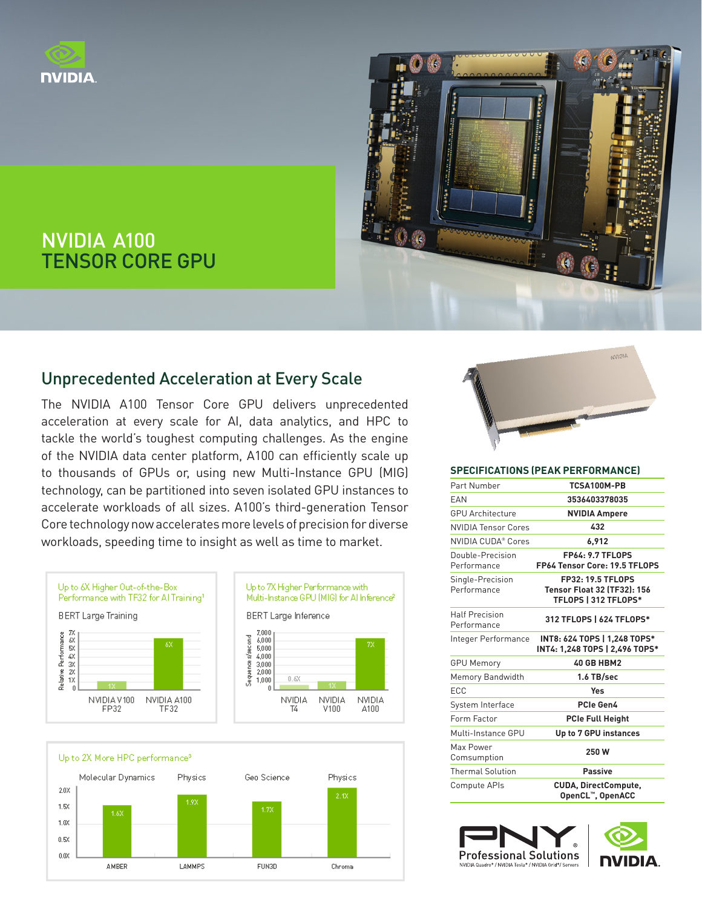# NVIDIA A100 TENSOR CORE GPU

## Unprecedented Acceleration at Every Scale

The NVIDIA A100 Tensor Core GPU delivers unprecedented acceleration at every scale for AI, data analytics, and HPC to tackle the world's toughest computing challenges. As the engine of the NVIDIA data center platform, A100 can efficiently scale up to thousands of GPUs or, using new Multi-Instance GPU (MIG) technology, can be partitioned into seven isolated GPU instances to accelerate workloads of all sizes. A100's third-generation Tensor Core technology now accelerates more levels of precision for diverse workloads, speeding time to insight as well as time to market.

**Up to 6X Higher Out-of-the-Box Performance with TF32 for AI Training[1]**

BERT Large Training

| | Relative Performance |
|---|---|
| NVIDIA V100 FP32 | 1X |
| NVIDIA A100 TF32 | 6X |

**Up to 7X Higher Performance with Multi-Instance GPU (MIG) for AI Inference[2]**

BERT Large Inference

| | Sequences/second |
|---|---|
| NVIDIA T4 | 0.6X |
| NVIDIA V100 | 1X |
| NVIDIA A100 | 7X |

**Up to 2X More HPC performance[3]**

| | Molecular Dynamics | Physics | Geo Science | Physics |
|---|---|---|---|---|
| Application | AMBER | LAMMPS | FUN3D | Chroma |
| Speedup | 1.6X | 1.9X | 1.7X | 2.1X |

### SPECIFICATIONS (PEAK PERFORMANCE)

| | |
|---|---|
| Part Number | TCSA100M-PB |
| EAN | 3536403378035 |
| GPU Architecture | NVIDIA Ampere |
| NVIDIA Tensor Cores | 432 |
| NVIDIA CUDA® Cores | 6,912 |
| Double-Precision Performance | FP64: 9.7 TFLOPS<br>FP64 Tensor Core: 19.5 TFLOPS |
| Single-Precision Performance | FP32: 19.5 TFLOPS<br>Tensor Float 32 (TF32): 156 TFLOPS \| 312 TFLOPS* |
| Half Precision Performance | 312 TFLOPS \| 624 TFLOPS* |
| Integer Performance | INT8: 624 TOPS \| 1,248 TOPS*<br>INT4: 1,248 TOPS \| 2,496 TOPS* |
| GPU Memory | 40 GB HBM2 |
| Memory Bandwidth | 1.6 TB/sec |
| ECC | Yes |
| System Interface | PCIe Gen4 |
| Form Factor | PCIe Full Height |
| Multi-Instance GPU | Up to 7 GPU instances |
| Max Power Comsumption | 250 W |
| Thermal Solution | Passive |
| Compute APIs | CUDA, DirectCompute, OpenCL™, OpenACC |

PNY Professional Solutions
NVIDIA Quadro® / NVIDIA Tesla® / NVIDIA Grid® / Servers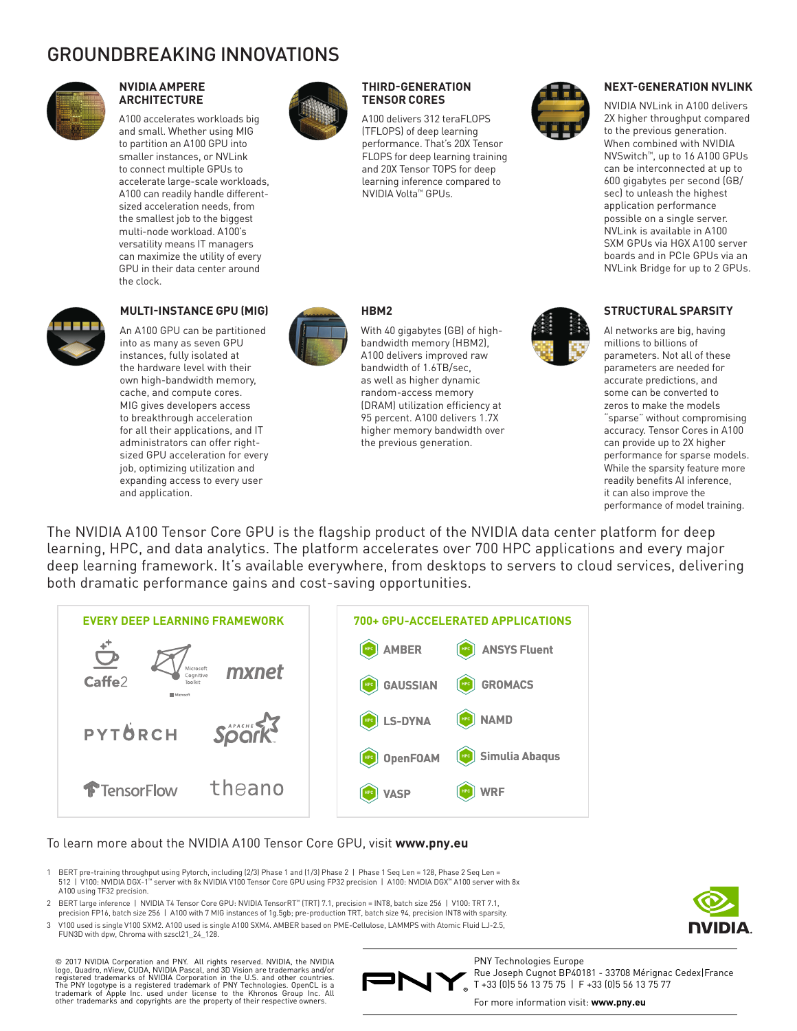# GROUNDBREAKING INNOVATIONS

### NVIDIA AMPERE ARCHITECTURE

A100 accelerates workloads big and small. Whether using MIG to partition an A100 GPU into smaller instances, or NVLink to connect multiple GPUs to accelerate large-scale workloads, A100 can readily handle different-sized acceleration needs, from the smallest job to the biggest multi-node workload. A100's versatility means IT managers can maximize the utility of every GPU in their data center around the clock.

### THIRD-GENERATION TENSOR CORES

A100 delivers 312 teraFLOPS (TFLOPS) of deep learning performance. That's 20X Tensor FLOPS for deep learning training and 20X Tensor TOPS for deep learning inference compared to NVIDIA Volta™ GPUs.

### NEXT-GENERATION NVLINK

NVIDIA NVLink in A100 delivers 2X higher throughput compared to the previous generation. When combined with NVIDIA NVSwitch™, up to 16 A100 GPUs can be interconnected at up to 600 gigabytes per second (GB/sec) to unleash the highest application performance possible on a single server. NVLink is available in A100 SXM GPUs via HGX A100 server boards and in PCIe GPUs via an NVLink Bridge for up to 2 GPUs.

### MULTI-INSTANCE GPU (MIG)

An A100 GPU can be partitioned into as many as seven GPU instances, fully isolated at the hardware level with their own high-bandwidth memory, cache, and compute cores. MIG gives developers access to breakthrough acceleration for all their applications, and IT administrators can offer right-sized GPU acceleration for every job, optimizing utilization and expanding access to every user and application.

### HBM2

With 40 gigabytes (GB) of high-bandwidth memory (HBM2), A100 delivers improved raw bandwidth of 1.6TB/sec, as well as higher dynamic random-access memory (DRAM) utilization efficiency at 95 percent. A100 delivers 1.7X higher memory bandwidth over the previous generation.

### STRUCTURAL SPARSITY

AI networks are big, having millions to billions of parameters. Not all of these parameters are needed for accurate predictions, and some can be converted to zeros to make the models "sparse" without compromising accuracy. Tensor Cores in A100 can provide up to 2X higher performance for sparse models. While the sparsity feature more readily benefits AI inference, it can also improve the performance of model training.

The NVIDIA A100 Tensor Core GPU is the flagship product of the NVIDIA data center platform for deep learning, HPC, and data analytics. The platform accelerates over 700 HPC applications and every major deep learning framework. It's available everywhere, from desktops to servers to cloud services, delivering both dramatic performance gains and cost-saving opportunities.

**EVERY DEEP LEARNING FRAMEWORK**

Caffe2
Microsoft Cognitive Toolkit
mxnet
PYTORCH
Apache Spark
TensorFlow
theano

**700+ GPU-ACCELERATED APPLICATIONS**

AMBER
ANSYS Fluent
GAUSSIAN
GROMACS
LS-DYNA
NAMD
OpenFOAM
Simulia Abaqus
VASP
WRF

To learn more about the NVIDIA A100 Tensor Core GPU, visit **www.pny.eu**

1 BERT pre-training throughput using Pytorch, including (2/3) Phase 1 and (1/3) Phase 2 | Phase 1 Seq Len = 128, Phase 2 Seq Len = 512 | V100: NVIDIA DGX-1™ server with 8x NVIDIA V100 Tensor Core GPU using FP32 precision | A100: NVIDIA DGX™ A100 server with 8x A100 using TF32 precision.

2 BERT large inference | NVIDIA T4 Tensor Core GPU: NVIDIA TensorRT™ (TRT) 7.1, precision = INT8, batch size 256 | V100: TRT 7.1, precision FP16, batch size 256 | A100 with 7 MIG instances of 1g.5gb; pre-production TRT, batch size 94, precision INT8 with sparsity.

3 V100 used is single V100 SXM2. A100 used is single A100 SXM4. AMBER based on PME-Cellulose, LAMMPS with Atomic Fluid LJ-2.5, FUN3D with dpw, Chroma with szscl21_24_128.

© 2017 NVIDIA Corporation and PNY. All rights reserved. NVIDIA, the NVIDIA logo, Quadro, nView, CUDA, NVIDIA Pascal, and 3D Vision are trademarks and/or registered trademarks of NVIDIA Corporation in the U.S. and other countries. The PNY logotype is a registered trademark of PNY Technologies. OpenCL is a trademark of Apple Inc. used under license to the Khronos Group Inc. All other trademarks and copyrights are the property of their respective owners.

PNY Technologies Europe
Rue Joseph Cugnot BP40181 - 33708 Mérignac Cedex|France
T +33 (0)5 56 13 75 75 | F +33 (0)5 56 13 75 77

For more information visit: **www.pny.eu**